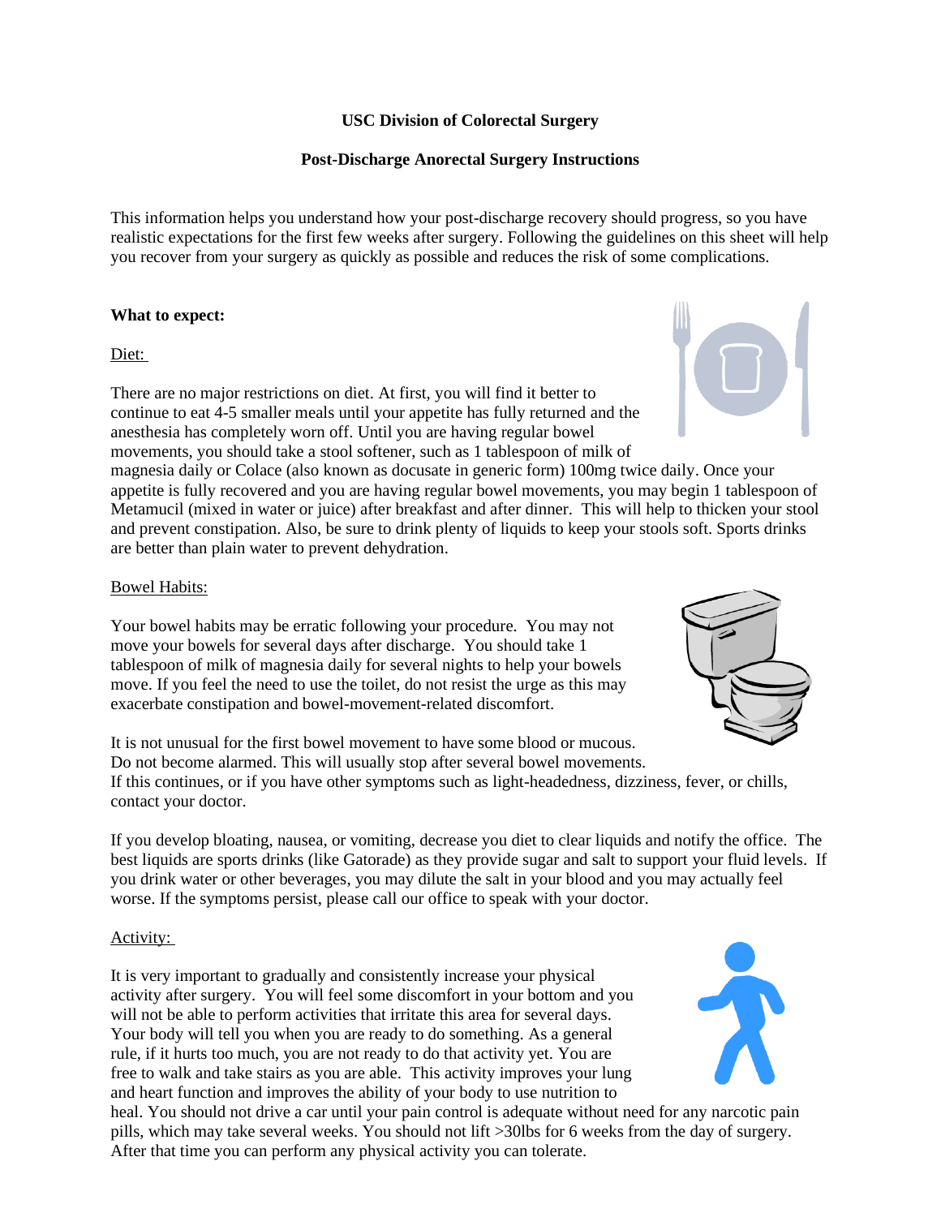**USC Division of Colorectal Surgery**

**Post-Discharge Anorectal Surgery Instructions**

This information helps you understand how your post-discharge recovery should progress, so you have realistic expectations for the first few weeks after surgery. Following the guidelines on this sheet will help you recover from your surgery as quickly as possible and reduces the risk of some complications.

**What to expect:**

Diet:

There are no major restrictions on diet. At first, you will find it better to continue to eat 4-5 smaller meals until your appetite has fully returned and the anesthesia has completely worn off. Until you are having regular bowel movements, you should take a stool softener, such as 1 tablespoon of milk of magnesia daily or Colace (also known as docusate in generic form) 100mg twice daily. Once your appetite is fully recovered and you are having regular bowel movements, you may begin 1 tablespoon of Metamucil (mixed in water or juice) after breakfast and after dinner. This will help to thicken your stool and prevent constipation. Also, be sure to drink plenty of liquids to keep your stools soft. Sports drinks are better than plain water to prevent dehydration.

Bowel Habits:

Your bowel habits may be erratic following your procedure. You may not move your bowels for several days after discharge. You should take 1 tablespoon of milk of magnesia daily for several nights to help your bowels move. If you feel the need to use the toilet, do not resist the urge as this may exacerbate constipation and bowel-movement-related discomfort.

It is not unusual for the first bowel movement to have some blood or mucous. Do not become alarmed. This will usually stop after several bowel movements. If this continues, or if you have other symptoms such as light-headedness, dizziness, fever, or chills, contact your doctor.

If you develop bloating, nausea, or vomiting, decrease you diet to clear liquids and notify the office. The best liquids are sports drinks (like Gatorade) as they provide sugar and salt to support your fluid levels. If you drink water or other beverages, you may dilute the salt in your blood and you may actually feel worse. If the symptoms persist, please call our office to speak with your doctor.

Activity:

It is very important to gradually and consistently increase your physical activity after surgery. You will feel some discomfort in your bottom and you will not be able to perform activities that irritate this area for several days. Your body will tell you when you are ready to do something. As a general rule, if it hurts too much, you are not ready to do that activity yet. You are free to walk and take stairs as you are able. This activity improves your lung and heart function and improves the ability of your body to use nutrition to heal. You should not drive a car until your pain control is adequate without need for any narcotic pain pills, which may take several weeks. You should not lift >30lbs for 6 weeks from the day of surgery. After that time you can perform any physical activity you can tolerate.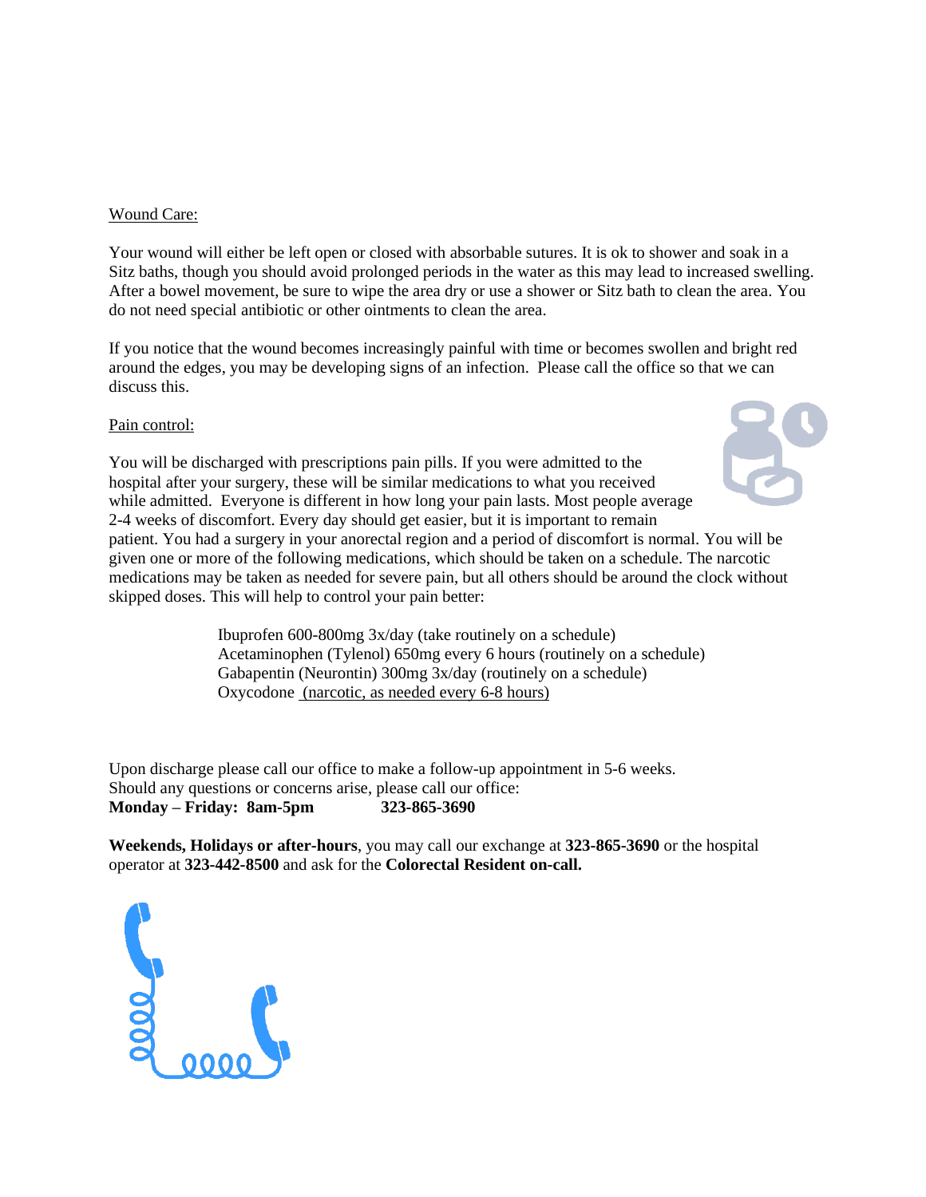Wound Care:

Your wound will either be left open or closed with absorbable sutures. It is ok to shower and soak in a Sitz baths, though you should avoid prolonged periods in the water as this may lead to increased swelling. After a bowel movement, be sure to wipe the area dry or use a shower or Sitz bath to clean the area. You do not need special antibiotic or other ointments to clean the area.

If you notice that the wound becomes increasingly painful with time or becomes swollen and bright red around the edges, you may be developing signs of an infection. Please call the office so that we can discuss this.

Pain control:

You will be discharged with prescriptions pain pills. If you were admitted to the hospital after your surgery, these will be similar medications to what you received while admitted. Everyone is different in how long your pain lasts. Most people average 2-4 weeks of discomfort. Every day should get easier, but it is important to remain patient. You had a surgery in your anorectal region and a period of discomfort is normal. You will be given one or more of the following medications, which should be taken on a schedule. The narcotic medications may be taken as needed for severe pain, but all others should be around the clock without skipped doses. This will help to control your pain better:

Ibuprofen 600-800mg 3x/day (take routinely on a schedule)
Acetaminophen (Tylenol) 650mg every 6 hours (routinely on a schedule)
Gabapentin (Neurontin) 300mg 3x/day (routinely on a schedule)
Oxycodone (narcotic, as needed every 6-8 hours)

Upon discharge please call our office to make a follow-up appointment in 5-6 weeks.
Should any questions or concerns arise, please call our office:
**Monday – Friday: 8am-5pm** **323-865-3690**

**Weekends, Holidays or after-hours**, you may call our exchange at **323-865-3690** or the hospital operator at **323-442-8500** and ask for the **Colorectal Resident on-call.**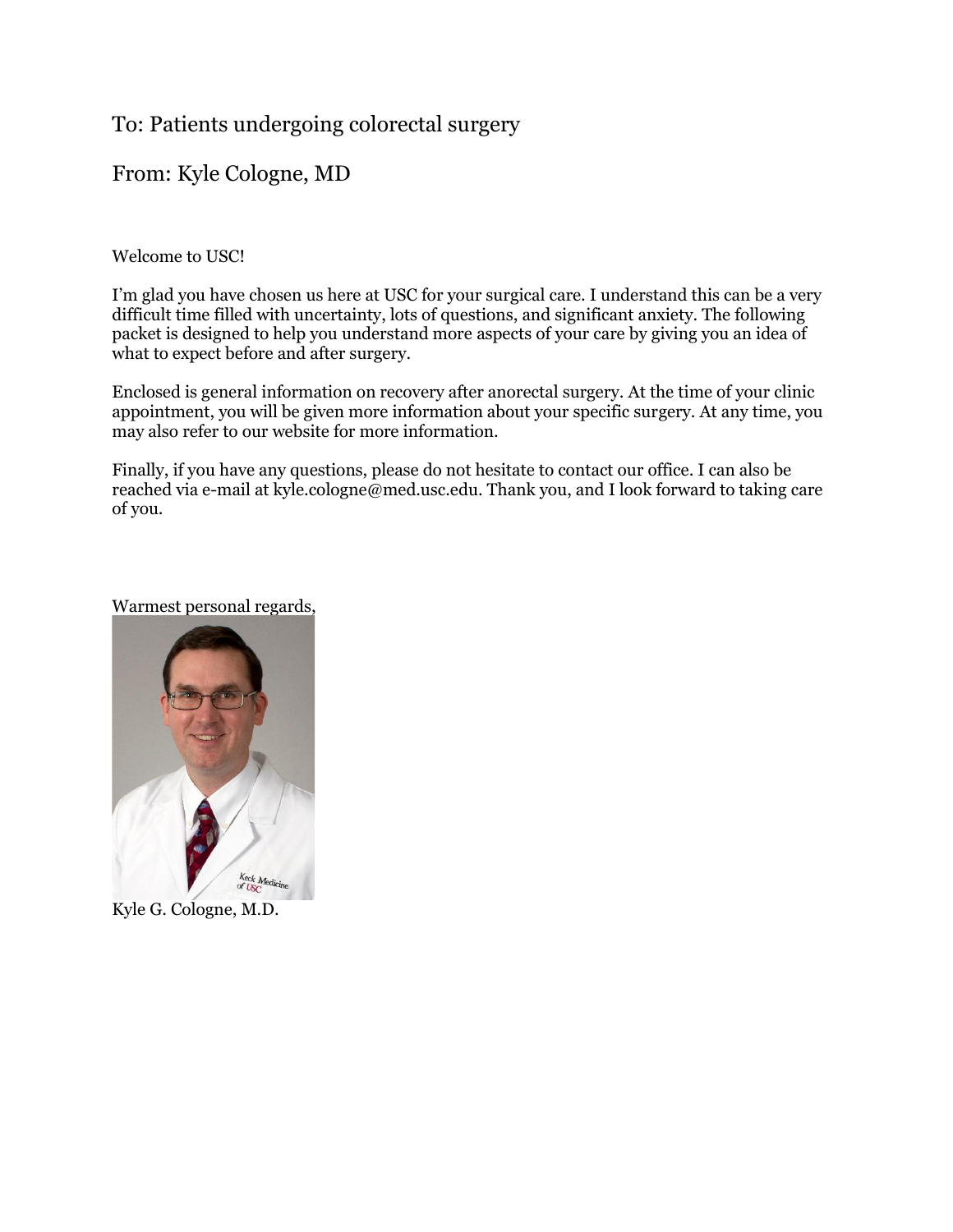To: Patients undergoing colorectal surgery

From: Kyle Cologne, MD

Welcome to USC!

I'm glad you have chosen us here at USC for your surgical care. I understand this can be a very difficult time filled with uncertainty, lots of questions, and significant anxiety. The following packet is designed to help you understand more aspects of your care by giving you an idea of what to expect before and after surgery.

Enclosed is general information on recovery after anorectal surgery. At the time of your clinic appointment, you will be given more information about your specific surgery. At any time, you may also refer to our website for more information.

Finally, if you have any questions, please do not hesitate to contact our office. I can also be reached via e-mail at kyle.cologne@med.usc.edu. Thank you, and I look forward to taking care of you.

Warmest personal regards,

Kyle G. Cologne, M.D.